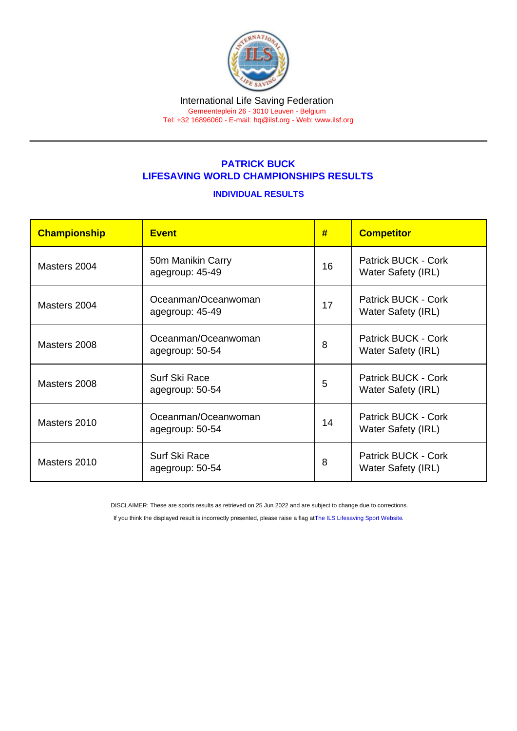International Life Saving Federation

Gemeenteplein 26 - 3010 Leuven - Belgium

Tel: +32 16896060 - E-mail: hq@ilsf.org - Web: www.ilsf.org

## PATRICK BUCK
## LIFESAVING WORLD CHAMPIONSHIPS RESULTS

### INDIVIDUAL RESULTS

| Championship | Event | # | Competitor |
|---|---|---|---|
| Masters 2004 | 50m Manikin Carry agegroup: 45-49 | 16 | Patrick BUCK - Cork Water Safety (IRL) |
| Masters 2004 | Oceanman/Oceanwoman agegroup: 45-49 | 17 | Patrick BUCK - Cork Water Safety (IRL) |
| Masters 2008 | Oceanman/Oceanwoman agegroup: 50-54 | 8 | Patrick BUCK - Cork Water Safety (IRL) |
| Masters 2008 | Surf Ski Race agegroup: 50-54 | 5 | Patrick BUCK - Cork Water Safety (IRL) |
| Masters 2010 | Oceanman/Oceanwoman agegroup: 50-54 | 14 | Patrick BUCK - Cork Water Safety (IRL) |
| Masters 2010 | Surf Ski Race agegroup: 50-54 | 8 | Patrick BUCK - Cork Water Safety (IRL) |

DISCLAIMER: These are sports results as retrieved on 25 Jun 2022 and are subject to change due to corrections.

If you think the displayed result is incorrectly presented, please raise a flag at The ILS Lifesaving Sport Website.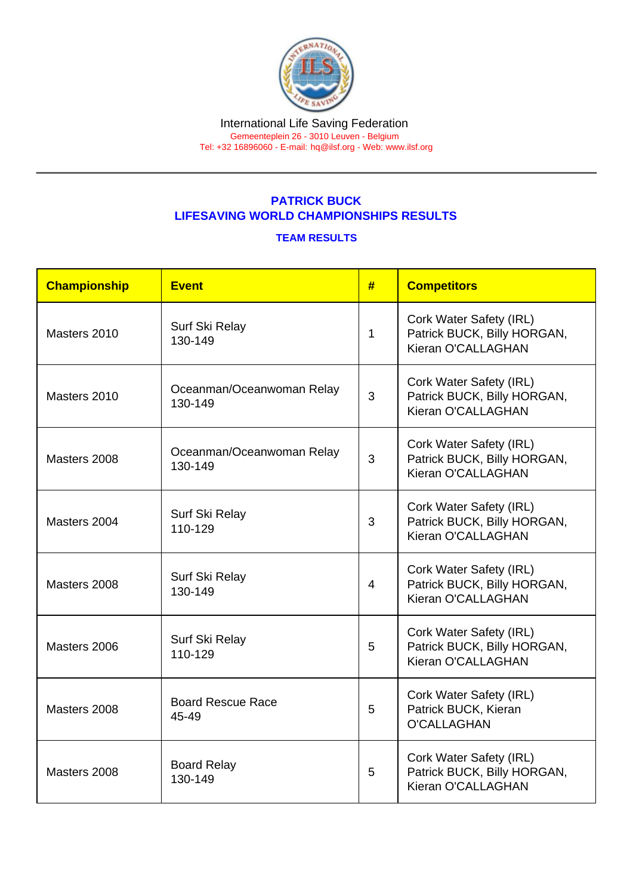International Life Saving Federation
Gemeenteplein 26 - 3010 Leuven - Belgium
Tel: +32 16896060 - E-mail: hq@ilsf.org - Web: www.ilsf.org

## PATRICK BUCK
## LIFESAVING WORLD CHAMPIONSHIPS RESULTS

### TEAM RESULTS

| Championship | Event | # | Competitors |
|---|---|---|---|
| Masters 2010 | Surf Ski Relay 130-149 | 1 | Cork Water Safety (IRL) Patrick BUCK, Billy HORGAN, Kieran O'CALLAGHAN |
| Masters 2010 | Oceanman/Oceanwoman Relay 130-149 | 3 | Cork Water Safety (IRL) Patrick BUCK, Billy HORGAN, Kieran O'CALLAGHAN |
| Masters 2008 | Oceanman/Oceanwoman Relay 130-149 | 3 | Cork Water Safety (IRL) Patrick BUCK, Billy HORGAN, Kieran O'CALLAGHAN |
| Masters 2004 | Surf Ski Relay 110-129 | 3 | Cork Water Safety (IRL) Patrick BUCK, Billy HORGAN, Kieran O'CALLAGHAN |
| Masters 2008 | Surf Ski Relay 130-149 | 4 | Cork Water Safety (IRL) Patrick BUCK, Billy HORGAN, Kieran O'CALLAGHAN |
| Masters 2006 | Surf Ski Relay 110-129 | 5 | Cork Water Safety (IRL) Patrick BUCK, Billy HORGAN, Kieran O'CALLAGHAN |
| Masters 2008 | Board Rescue Race 45-49 | 5 | Cork Water Safety (IRL) Patrick BUCK, Kieran O'CALLAGHAN |
| Masters 2008 | Board Relay 130-149 | 5 | Cork Water Safety (IRL) Patrick BUCK, Billy HORGAN, Kieran O'CALLAGHAN |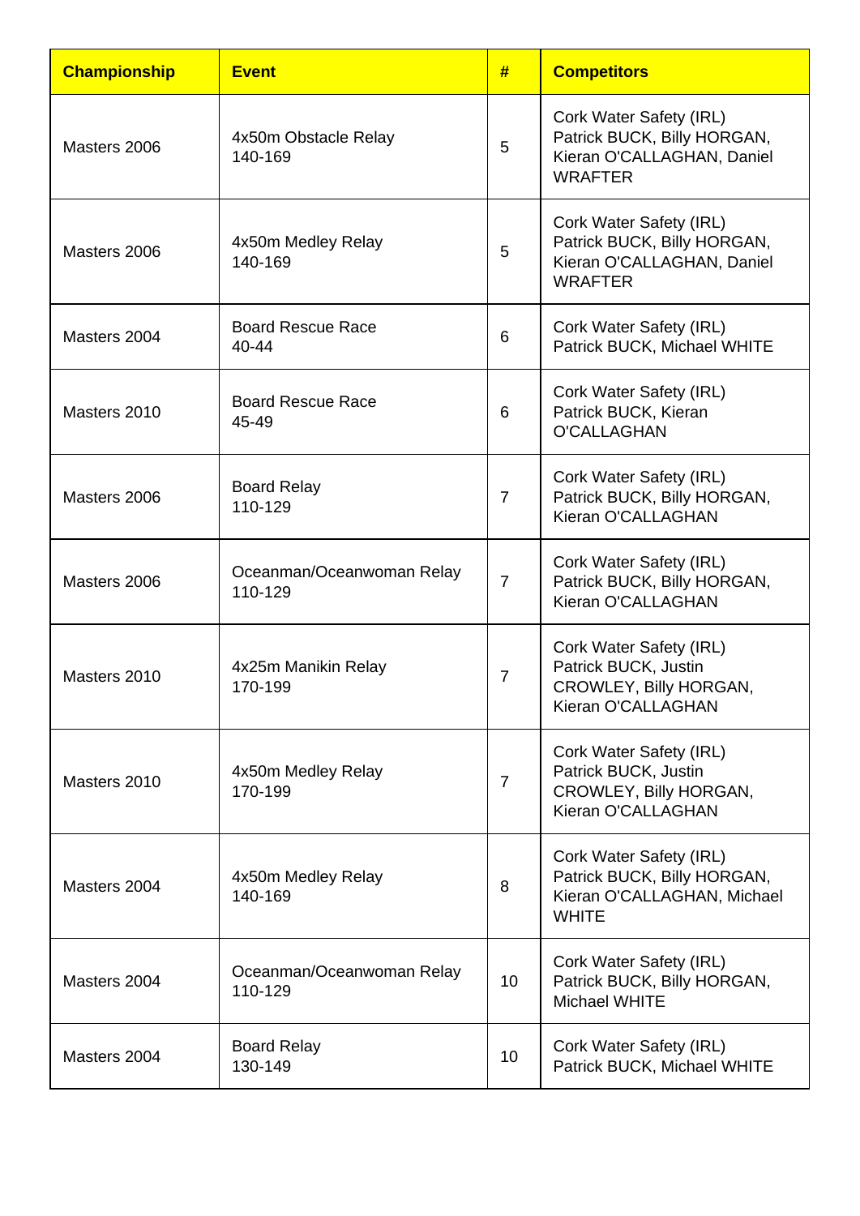| Championship | Event | # | Competitors |
|---|---|---|---|
| Masters 2006 | 4x50m Obstacle Relay 140-169 | 5 | Cork Water Safety (IRL) Patrick BUCK, Billy HORGAN, Kieran O'CALLAGHAN, Daniel WRAFTER |
| Masters 2006 | 4x50m Medley Relay 140-169 | 5 | Cork Water Safety (IRL) Patrick BUCK, Billy HORGAN, Kieran O'CALLAGHAN, Daniel WRAFTER |
| Masters 2004 | Board Rescue Race 40-44 | 6 | Cork Water Safety (IRL) Patrick BUCK, Michael WHITE |
| Masters 2010 | Board Rescue Race 45-49 | 6 | Cork Water Safety (IRL) Patrick BUCK, Kieran O'CALLAGHAN |
| Masters 2006 | Board Relay 110-129 | 7 | Cork Water Safety (IRL) Patrick BUCK, Billy HORGAN, Kieran O'CALLAGHAN |
| Masters 2006 | Oceanman/Oceanwoman Relay 110-129 | 7 | Cork Water Safety (IRL) Patrick BUCK, Billy HORGAN, Kieran O'CALLAGHAN |
| Masters 2010 | 4x25m Manikin Relay 170-199 | 7 | Cork Water Safety (IRL) Patrick BUCK, Justin CROWLEY, Billy HORGAN, Kieran O'CALLAGHAN |
| Masters 2010 | 4x50m Medley Relay 170-199 | 7 | Cork Water Safety (IRL) Patrick BUCK, Justin CROWLEY, Billy HORGAN, Kieran O'CALLAGHAN |
| Masters 2004 | 4x50m Medley Relay 140-169 | 8 | Cork Water Safety (IRL) Patrick BUCK, Billy HORGAN, Kieran O'CALLAGHAN, Michael WHITE |
| Masters 2004 | Oceanman/Oceanwoman Relay 110-129 | 10 | Cork Water Safety (IRL) Patrick BUCK, Billy HORGAN, Michael WHITE |
| Masters 2004 | Board Relay 130-149 | 10 | Cork Water Safety (IRL) Patrick BUCK, Michael WHITE |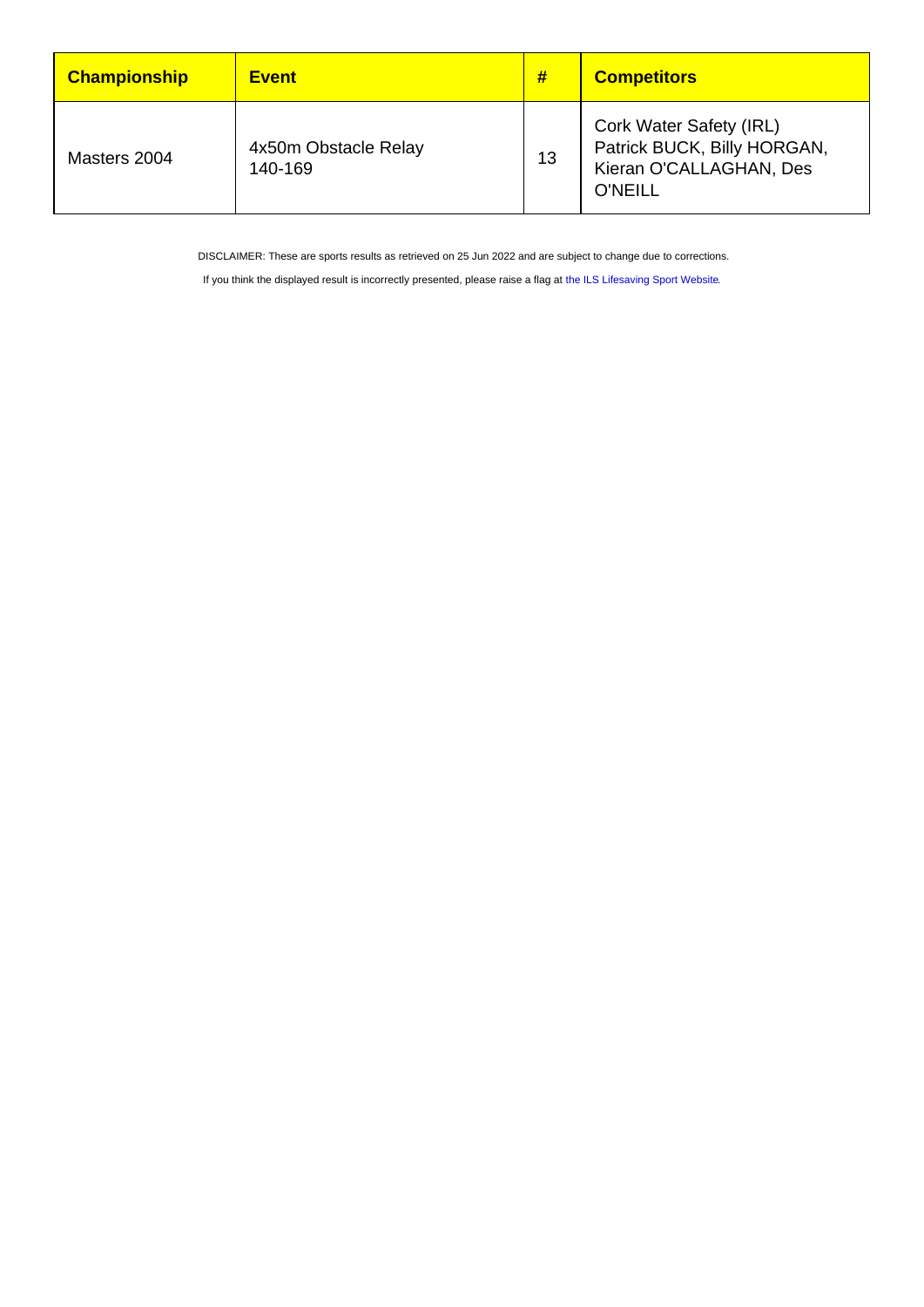| Championship | Event | # | Competitors |
|---|---|---|---|
| Masters 2004 | 4x50m Obstacle Relay 140-169 | 13 | Cork Water Safety (IRL) Patrick BUCK, Billy HORGAN, Kieran O'CALLAGHAN, Des O'NEILL |

DISCLAIMER: These are sports results as retrieved on 25 Jun 2022 and are subject to change due to corrections.

If you think the displayed result is incorrectly presented, please raise a flag at the ILS Lifesaving Sport Website.